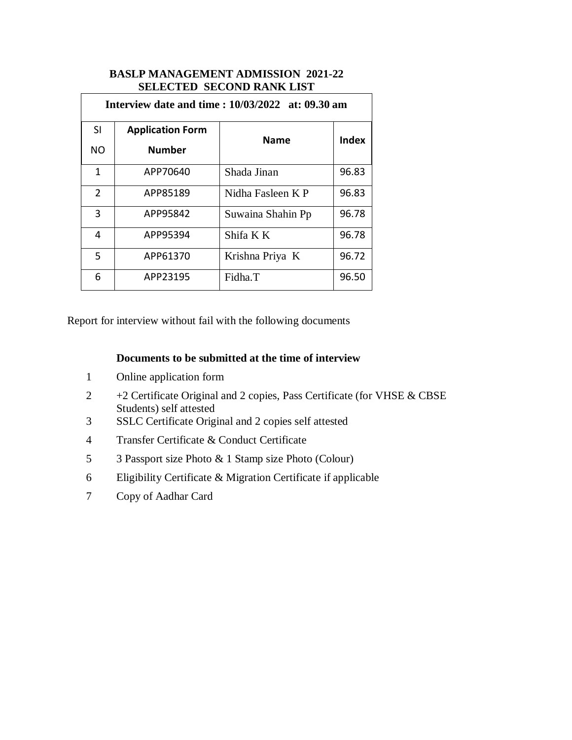**BASLP MANAGEMENT ADMISSION 2021-22**
**SELECTED SECOND RANK LIST**

| Interview date and time : 10/03/2022 at: 09.30 am | | | |
|---|---|---|---|
| **SI NO** | **Application Form Number** | **Name** | **Index** |
| 1 | APP70640 | Shada Jinan | 96.83 |
| 2 | APP85189 | Nidha Fasleen K P | 96.83 |
| 3 | APP95842 | Suwaina Shahin Pp | 96.78 |
| 4 | APP95394 | Shifa K K | 96.78 |
| 5 | APP61370 | Krishna Priya K | 96.72 |
| 6 | APP23195 | Fidha.T | 96.50 |

Report for interview without fail with the following documents

**Documents to be submitted at the time of interview**

1. Online application form
2. +2 Certificate Original and 2 copies, Pass Certificate (for VHSE & CBSE Students) self attested
3. SSLC Certificate Original and 2 copies self attested
4. Transfer Certificate & Conduct Certificate
5. 3 Passport size Photo & 1 Stamp size Photo (Colour)
6. Eligibility Certificate & Migration Certificate if applicable
7. Copy of Aadhar Card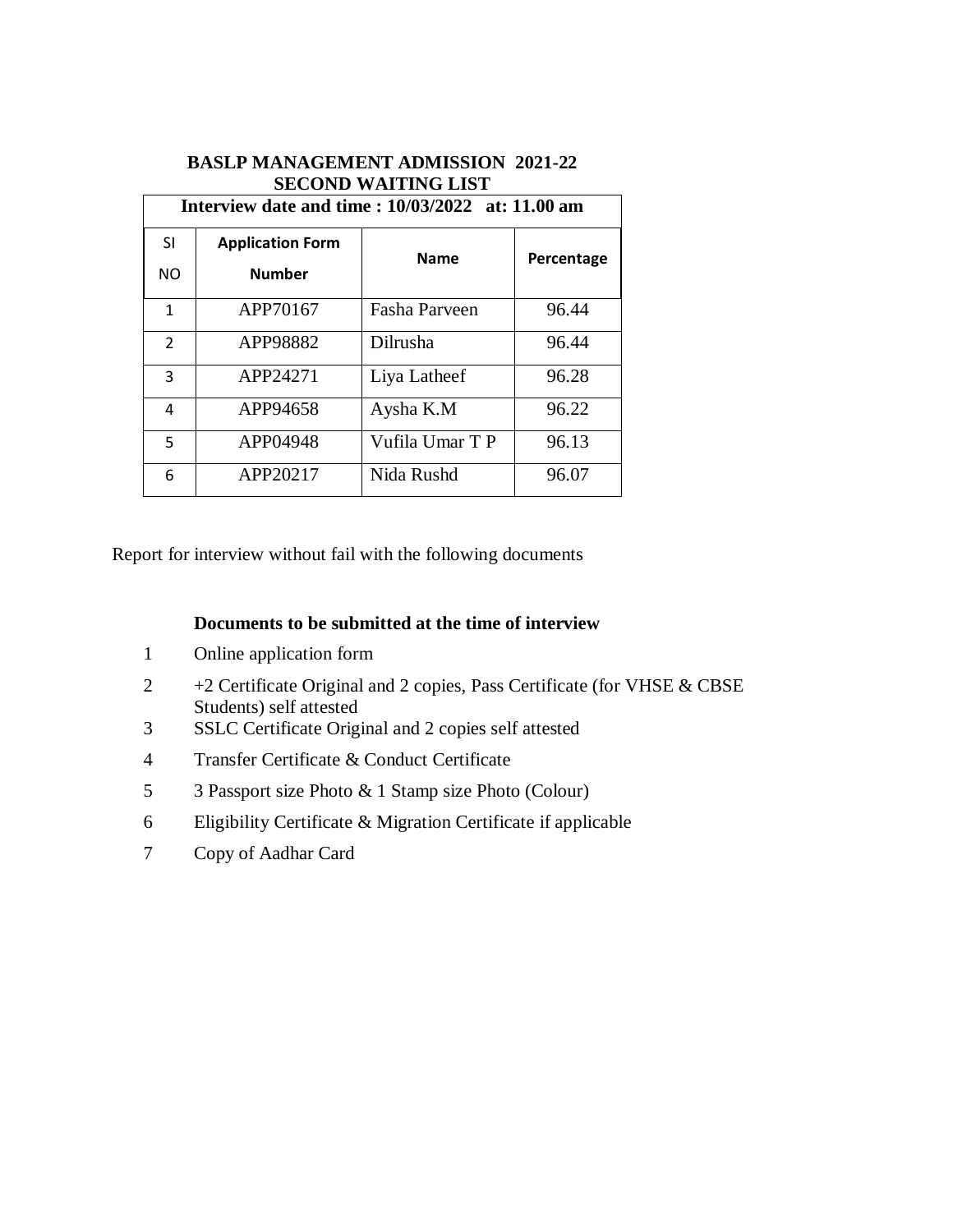**BASLP MANAGEMENT ADMISSION 2021-22**
**SECOND WAITING LIST**

| Interview date and time : 10/03/2022 at: 11.00 am | | | |
|---|---|---|---|
| **SI NO** | **Application Form Number** | **Name** | **Percentage** |
| 1 | APP70167 | Fasha Parveen | 96.44 |
| 2 | APP98882 | Dilrusha | 96.44 |
| 3 | APP24271 | Liya Latheef | 96.28 |
| 4 | APP94658 | Aysha K.M | 96.22 |
| 5 | APP04948 | Vufila Umar T P | 96.13 |
| 6 | APP20217 | Nida Rushd | 96.07 |

Report for interview without fail with the following documents

**Documents to be submitted at the time of interview**

1. Online application form
2. +2 Certificate Original and 2 copies, Pass Certificate (for VHSE & CBSE Students) self attested
3. SSLC Certificate Original and 2 copies self attested
4. Transfer Certificate & Conduct Certificate
5. 3 Passport size Photo & 1 Stamp size Photo (Colour)
6. Eligibility Certificate & Migration Certificate if applicable
7. Copy of Aadhar Card